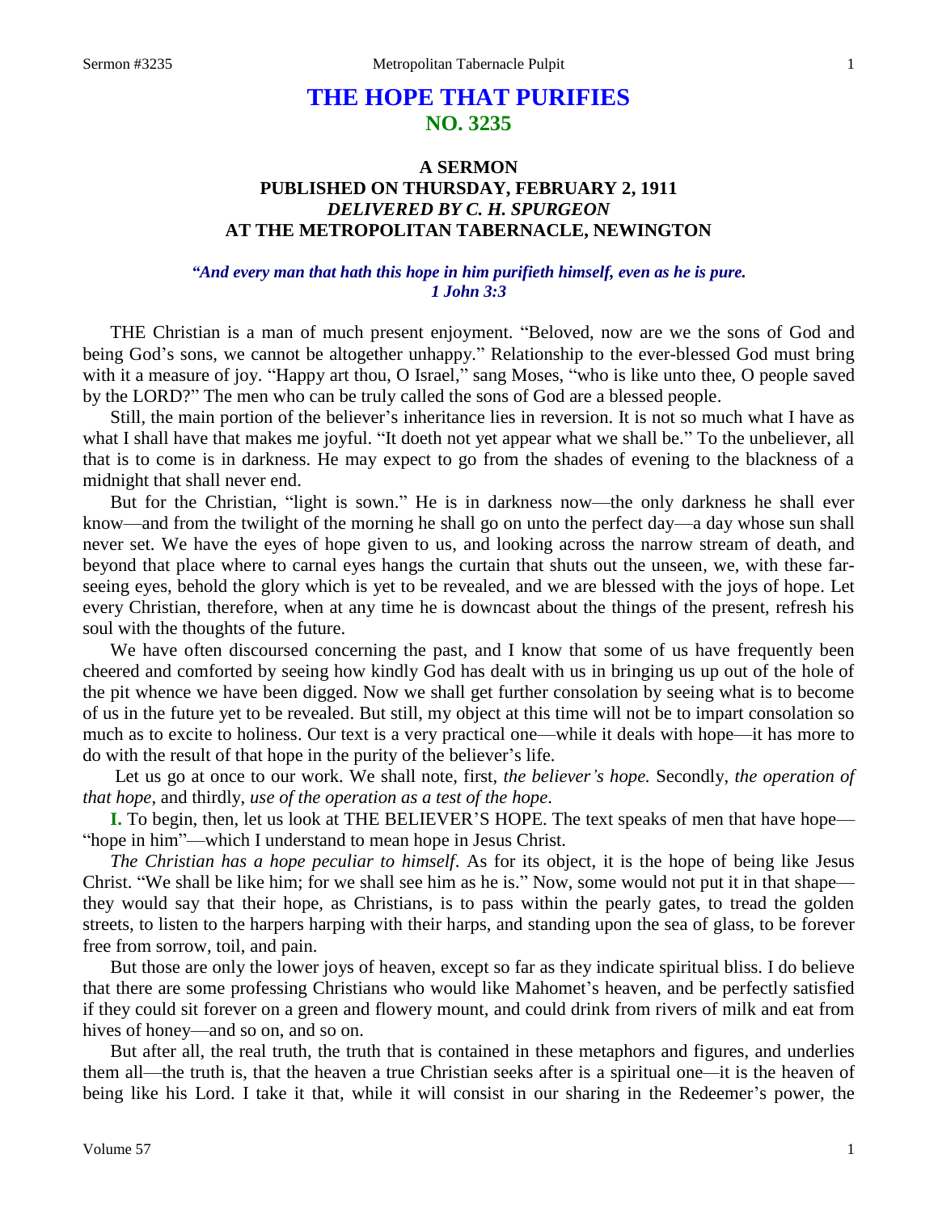# THE HOPE THAT PURIFIES
## NO. 3235

### A SERMON
### PUBLISHED ON THURSDAY, FEBRUARY 2, 1911
### *DELIVERED BY C. H. SPURGEON*
### AT THE METROPOLITAN TABERNACLE, NEWINGTON

***"And every man that hath this hope in him purifieth himself, even as he is pure. 1 John 3:3***

THE Christian is a man of much present enjoyment. "Beloved, now are we the sons of God and being God's sons, we cannot be altogether unhappy." Relationship to the ever-blessed God must bring with it a measure of joy. "Happy art thou, O Israel," sang Moses, "who is like unto thee, O people saved by the LORD?" The men who can be truly called the sons of God are a blessed people.

Still, the main portion of the believer's inheritance lies in reversion. It is not so much what I have as what I shall have that makes me joyful. "It doeth not yet appear what we shall be." To the unbeliever, all that is to come is in darkness. He may expect to go from the shades of evening to the blackness of a midnight that shall never end.

But for the Christian, "light is sown." He is in darkness now—the only darkness he shall ever know—and from the twilight of the morning he shall go on unto the perfect day—a day whose sun shall never set. We have the eyes of hope given to us, and looking across the narrow stream of death, and beyond that place where to carnal eyes hangs the curtain that shuts out the unseen, we, with these far-seeing eyes, behold the glory which is yet to be revealed, and we are blessed with the joys of hope. Let every Christian, therefore, when at any time he is downcast about the things of the present, refresh his soul with the thoughts of the future.

We have often discoursed concerning the past, and I know that some of us have frequently been cheered and comforted by seeing how kindly God has dealt with us in bringing us up out of the hole of the pit whence we have been digged. Now we shall get further consolation by seeing what is to become of us in the future yet to be revealed. But still, my object at this time will not be to impart consolation so much as to excite to holiness. Our text is a very practical one—while it deals with hope—it has more to do with the result of that hope in the purity of the believer's life.

Let us go at once to our work. We shall note, first, *the believer's hope.* Secondly, *the operation of that hope*, and thirdly, *use of the operation as a test of the hope*.

**I.** To begin, then, let us look at THE BELIEVER'S HOPE. The text speaks of men that have hope—"hope in him"—which I understand to mean hope in Jesus Christ.

*The Christian has a hope peculiar to himself*. As for its object, it is the hope of being like Jesus Christ. "We shall be like him; for we shall see him as he is." Now, some would not put it in that shape—they would say that their hope, as Christians, is to pass within the pearly gates, to tread the golden streets, to listen to the harpers harping with their harps, and standing upon the sea of glass, to be forever free from sorrow, toil, and pain.

But those are only the lower joys of heaven, except so far as they indicate spiritual bliss. I do believe that there are some professing Christians who would like Mahomet's heaven, and be perfectly satisfied if they could sit forever on a green and flowery mount, and could drink from rivers of milk and eat from hives of honey—and so on, and so on.

But after all, the real truth, the truth that is contained in these metaphors and figures, and underlies them all—the truth is, that the heaven a true Christian seeks after is a spiritual one—it is the heaven of being like his Lord. I take it that, while it will consist in our sharing in the Redeemer's power, the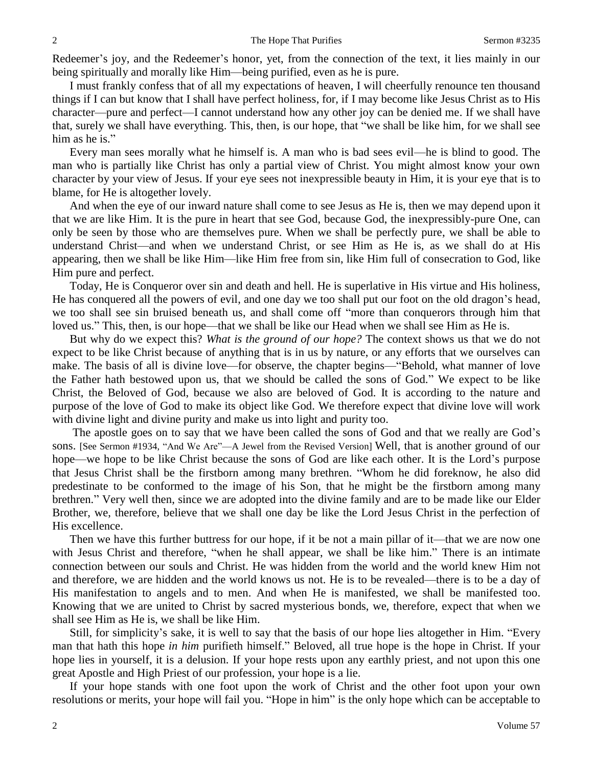Redeemer's joy, and the Redeemer's honor, yet, from the connection of the text, it lies mainly in our being spiritually and morally like Him—being purified, even as he is pure.

I must frankly confess that of all my expectations of heaven, I will cheerfully renounce ten thousand things if I can but know that I shall have perfect holiness, for, if I may become like Jesus Christ as to His character—pure and perfect—I cannot understand how any other joy can be denied me. If we shall have that, surely we shall have everything. This, then, is our hope, that "we shall be like him, for we shall see him as he is."

Every man sees morally what he himself is. A man who is bad sees evil—he is blind to good. The man who is partially like Christ has only a partial view of Christ. You might almost know your own character by your view of Jesus. If your eye sees not inexpressible beauty in Him, it is your eye that is to blame, for He is altogether lovely.

And when the eye of our inward nature shall come to see Jesus as He is, then we may depend upon it that we are like Him. It is the pure in heart that see God, because God, the inexpressibly-pure One, can only be seen by those who are themselves pure. When we shall be perfectly pure, we shall be able to understand Christ—and when we understand Christ, or see Him as He is, as we shall do at His appearing, then we shall be like Him—like Him free from sin, like Him full of consecration to God, like Him pure and perfect.

Today, He is Conqueror over sin and death and hell. He is superlative in His virtue and His holiness, He has conquered all the powers of evil, and one day we too shall put our foot on the old dragon's head, we too shall see sin bruised beneath us, and shall come off "more than conquerors through him that loved us." This, then, is our hope—that we shall be like our Head when we shall see Him as He is.

But why do we expect this? *What is the ground of our hope?* The context shows us that we do not expect to be like Christ because of anything that is in us by nature, or any efforts that we ourselves can make. The basis of all is divine love—for observe, the chapter begins—"Behold, what manner of love the Father hath bestowed upon us, that we should be called the sons of God." We expect to be like Christ, the Beloved of God, because we also are beloved of God. It is according to the nature and purpose of the love of God to make its object like God. We therefore expect that divine love will work with divine light and divine purity and make us into light and purity too.

The apostle goes on to say that we have been called the sons of God and that we really are God's sons. [See Sermon #1934, "And We Are"—A Jewel from the Revised Version] Well, that is another ground of our hope—we hope to be like Christ because the sons of God are like each other. It is the Lord's purpose that Jesus Christ shall be the firstborn among many brethren. "Whom he did foreknow, he also did predestinate to be conformed to the image of his Son, that he might be the firstborn among many brethren." Very well then, since we are adopted into the divine family and are to be made like our Elder Brother, we, therefore, believe that we shall one day be like the Lord Jesus Christ in the perfection of His excellence.

Then we have this further buttress for our hope, if it be not a main pillar of it—that we are now one with Jesus Christ and therefore, "when he shall appear, we shall be like him." There is an intimate connection between our souls and Christ. He was hidden from the world and the world knew Him not and therefore, we are hidden and the world knows us not. He is to be revealed—there is to be a day of His manifestation to angels and to men. And when He is manifested, we shall be manifested too. Knowing that we are united to Christ by sacred mysterious bonds, we, therefore, expect that when we shall see Him as He is, we shall be like Him.

Still, for simplicity's sake, it is well to say that the basis of our hope lies altogether in Him. "Every man that hath this hope *in him* purifieth himself." Beloved, all true hope is the hope in Christ. If your hope lies in yourself, it is a delusion. If your hope rests upon any earthly priest, and not upon this one great Apostle and High Priest of our profession, your hope is a lie.

If your hope stands with one foot upon the work of Christ and the other foot upon your own resolutions or merits, your hope will fail you. "Hope in him" is the only hope which can be acceptable to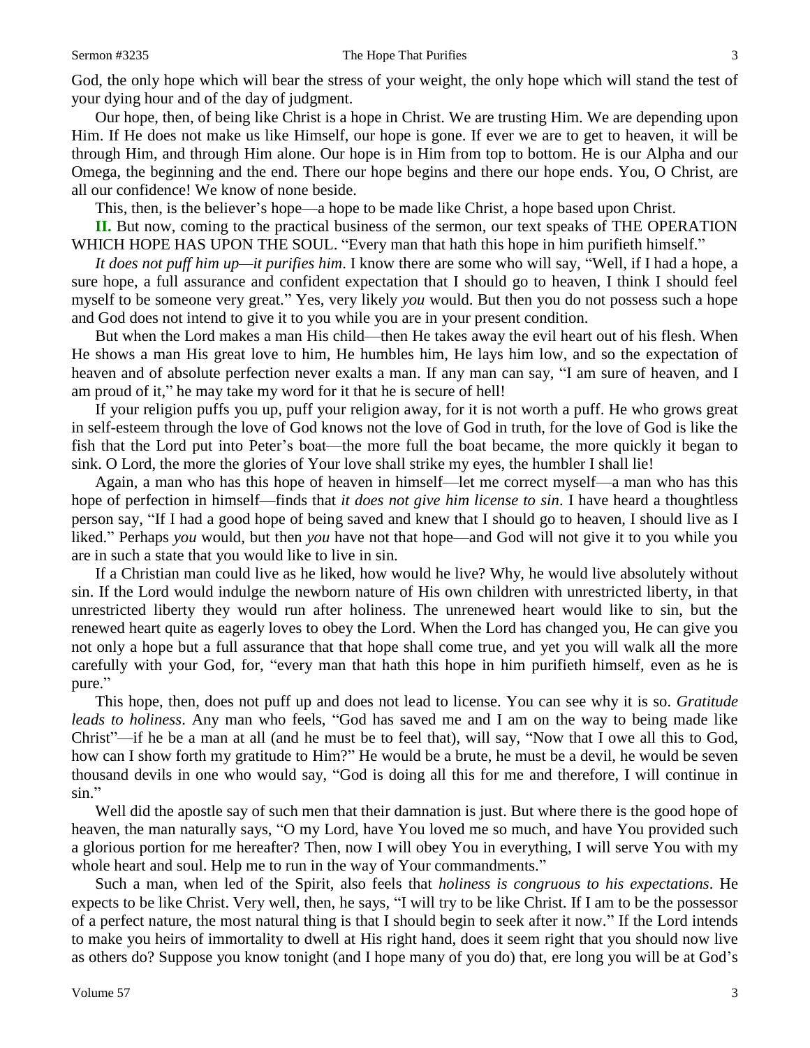God, the only hope which will bear the stress of your weight, the only hope which will stand the test of your dying hour and of the day of judgment.

Our hope, then, of being like Christ is a hope in Christ. We are trusting Him. We are depending upon Him. If He does not make us like Himself, our hope is gone. If ever we are to get to heaven, it will be through Him, and through Him alone. Our hope is in Him from top to bottom. He is our Alpha and our Omega, the beginning and the end. There our hope begins and there our hope ends. You, O Christ, are all our confidence! We know of none beside.

This, then, is the believer's hope—a hope to be made like Christ, a hope based upon Christ.

**II.** But now, coming to the practical business of the sermon, our text speaks of THE OPERATION WHICH HOPE HAS UPON THE SOUL. "Every man that hath this hope in him purifieth himself."

*It does not puff him up—it purifies him*. I know there are some who will say, "Well, if I had a hope, a sure hope, a full assurance and confident expectation that I should go to heaven, I think I should feel myself to be someone very great." Yes, very likely *you* would. But then you do not possess such a hope and God does not intend to give it to you while you are in your present condition.

But when the Lord makes a man His child—then He takes away the evil heart out of his flesh. When He shows a man His great love to him, He humbles him, He lays him low, and so the expectation of heaven and of absolute perfection never exalts a man. If any man can say, "I am sure of heaven, and I am proud of it," he may take my word for it that he is secure of hell!

If your religion puffs you up, puff your religion away, for it is not worth a puff. He who grows great in self-esteem through the love of God knows not the love of God in truth, for the love of God is like the fish that the Lord put into Peter's boat—the more full the boat became, the more quickly it began to sink. O Lord, the more the glories of Your love shall strike my eyes, the humbler I shall lie!

Again, a man who has this hope of heaven in himself—let me correct myself—a man who has this hope of perfection in himself—finds that *it does not give him license to sin*. I have heard a thoughtless person say, "If I had a good hope of being saved and knew that I should go to heaven, I should live as I liked." Perhaps *you* would, but then *you* have not that hope—and God will not give it to you while you are in such a state that you would like to live in sin.

If a Christian man could live as he liked, how would he live? Why, he would live absolutely without sin. If the Lord would indulge the newborn nature of His own children with unrestricted liberty, in that unrestricted liberty they would run after holiness. The unrenewed heart would like to sin, but the renewed heart quite as eagerly loves to obey the Lord. When the Lord has changed you, He can give you not only a hope but a full assurance that that hope shall come true, and yet you will walk all the more carefully with your God, for, "every man that hath this hope in him purifieth himself, even as he is pure."

This hope, then, does not puff up and does not lead to license. You can see why it is so. *Gratitude leads to holiness*. Any man who feels, "God has saved me and I am on the way to being made like Christ"—if he be a man at all (and he must be to feel that), will say, "Now that I owe all this to God, how can I show forth my gratitude to Him?" He would be a brute, he must be a devil, he would be seven thousand devils in one who would say, "God is doing all this for me and therefore, I will continue in sin."

Well did the apostle say of such men that their damnation is just. But where there is the good hope of heaven, the man naturally says, "O my Lord, have You loved me so much, and have You provided such a glorious portion for me hereafter? Then, now I will obey You in everything, I will serve You with my whole heart and soul. Help me to run in the way of Your commandments."

Such a man, when led of the Spirit, also feels that *holiness is congruous to his expectations*. He expects to be like Christ. Very well, then, he says, "I will try to be like Christ. If I am to be the possessor of a perfect nature, the most natural thing is that I should begin to seek after it now." If the Lord intends to make you heirs of immortality to dwell at His right hand, does it seem right that you should now live as others do? Suppose you know tonight (and I hope many of you do) that, ere long you will be at God's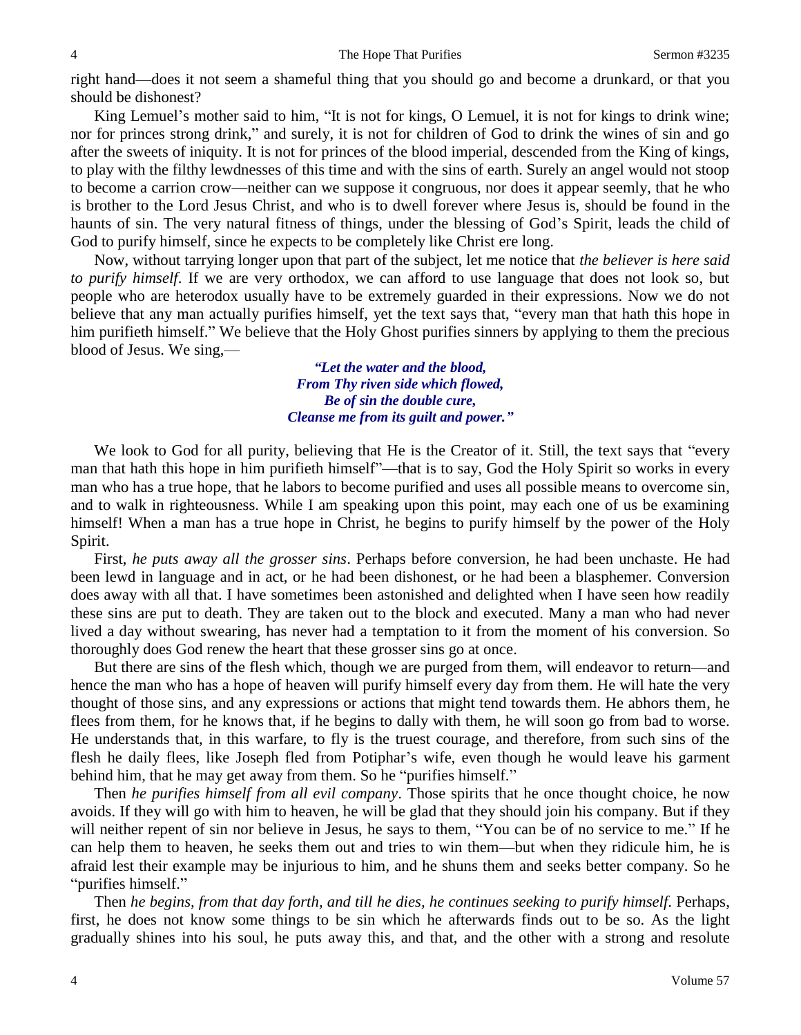right hand—does it not seem a shameful thing that you should go and become a drunkard, or that you should be dishonest?

King Lemuel's mother said to him, "It is not for kings, O Lemuel, it is not for kings to drink wine; nor for princes strong drink," and surely, it is not for children of God to drink the wines of sin and go after the sweets of iniquity. It is not for princes of the blood imperial, descended from the King of kings, to play with the filthy lewdnesses of this time and with the sins of earth. Surely an angel would not stoop to become a carrion crow—neither can we suppose it congruous, nor does it appear seemly, that he who is brother to the Lord Jesus Christ, and who is to dwell forever where Jesus is, should be found in the haunts of sin. The very natural fitness of things, under the blessing of God's Spirit, leads the child of God to purify himself, since he expects to be completely like Christ ere long.

Now, without tarrying longer upon that part of the subject, let me notice that *the believer is here said to purify himself*. If we are very orthodox, we can afford to use language that does not look so, but people who are heterodox usually have to be extremely guarded in their expressions. Now we do not believe that any man actually purifies himself, yet the text says that, "every man that hath this hope in him purifieth himself." We believe that the Holy Ghost purifies sinners by applying to them the precious blood of Jesus. We sing,—

> ***"Let the water and the blood,***
> ***From Thy riven side which flowed,***
> ***Be of sin the double cure,***
> ***Cleanse me from its guilt and power."***

We look to God for all purity, believing that He is the Creator of it. Still, the text says that "every man that hath this hope in him purifieth himself"—that is to say, God the Holy Spirit so works in every man who has a true hope, that he labors to become purified and uses all possible means to overcome sin, and to walk in righteousness. While I am speaking upon this point, may each one of us be examining himself! When a man has a true hope in Christ, he begins to purify himself by the power of the Holy Spirit.

First, *he puts away all the grosser sins*. Perhaps before conversion, he had been unchaste. He had been lewd in language and in act, or he had been dishonest, or he had been a blasphemer. Conversion does away with all that. I have sometimes been astonished and delighted when I have seen how readily these sins are put to death. They are taken out to the block and executed. Many a man who had never lived a day without swearing, has never had a temptation to it from the moment of his conversion. So thoroughly does God renew the heart that these grosser sins go at once.

But there are sins of the flesh which, though we are purged from them, will endeavor to return—and hence the man who has a hope of heaven will purify himself every day from them. He will hate the very thought of those sins, and any expressions or actions that might tend towards them. He abhors them, he flees from them, for he knows that, if he begins to dally with them, he will soon go from bad to worse. He understands that, in this warfare, to fly is the truest courage, and therefore, from such sins of the flesh he daily flees, like Joseph fled from Potiphar's wife, even though he would leave his garment behind him, that he may get away from them. So he "purifies himself."

Then *he purifies himself from all evil company*. Those spirits that he once thought choice, he now avoids. If they will go with him to heaven, he will be glad that they should join his company. But if they will neither repent of sin nor believe in Jesus, he says to them, "You can be of no service to me." If he can help them to heaven, he seeks them out and tries to win them—but when they ridicule him, he is afraid lest their example may be injurious to him, and he shuns them and seeks better company. So he "purifies himself."

Then *he begins, from that day forth, and till he dies, he continues seeking to purify himself.* Perhaps, first, he does not know some things to be sin which he afterwards finds out to be so. As the light gradually shines into his soul, he puts away this, and that, and the other with a strong and resolute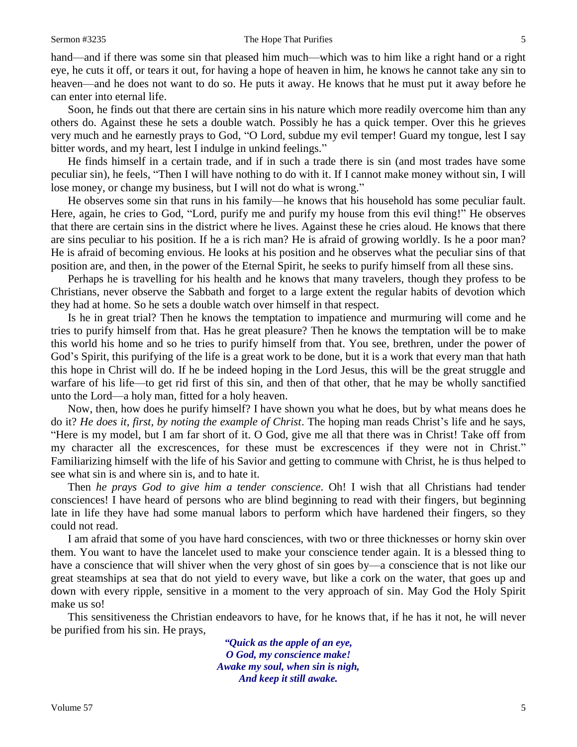hand—and if there was some sin that pleased him much—which was to him like a right hand or a right eye, he cuts it off, or tears it out, for having a hope of heaven in him, he knows he cannot take any sin to heaven—and he does not want to do so. He puts it away. He knows that he must put it away before he can enter into eternal life.

Soon, he finds out that there are certain sins in his nature which more readily overcome him than any others do. Against these he sets a double watch. Possibly he has a quick temper. Over this he grieves very much and he earnestly prays to God, "O Lord, subdue my evil temper! Guard my tongue, lest I say bitter words, and my heart, lest I indulge in unkind feelings."

He finds himself in a certain trade, and if in such a trade there is sin (and most trades have some peculiar sin), he feels, "Then I will have nothing to do with it. If I cannot make money without sin, I will lose money, or change my business, but I will not do what is wrong."

He observes some sin that runs in his family—he knows that his household has some peculiar fault. Here, again, he cries to God, "Lord, purify me and purify my house from this evil thing!" He observes that there are certain sins in the district where he lives. Against these he cries aloud. He knows that there are sins peculiar to his position. If he a is rich man? He is afraid of growing worldly. Is he a poor man? He is afraid of becoming envious. He looks at his position and he observes what the peculiar sins of that position are, and then, in the power of the Eternal Spirit, he seeks to purify himself from all these sins.

Perhaps he is travelling for his health and he knows that many travelers, though they profess to be Christians, never observe the Sabbath and forget to a large extent the regular habits of devotion which they had at home. So he sets a double watch over himself in that respect.

Is he in great trial? Then he knows the temptation to impatience and murmuring will come and he tries to purify himself from that. Has he great pleasure? Then he knows the temptation will be to make this world his home and so he tries to purify himself from that. You see, brethren, under the power of God's Spirit, this purifying of the life is a great work to be done, but it is a work that every man that hath this hope in Christ will do. If he be indeed hoping in the Lord Jesus, this will be the great struggle and warfare of his life—to get rid first of this sin, and then of that other, that he may be wholly sanctified unto the Lord—a holy man, fitted for a holy heaven.

Now, then, how does he purify himself? I have shown you what he does, but by what means does he do it? *He does it, first, by noting the example of Christ*. The hoping man reads Christ's life and he says, "Here is my model, but I am far short of it. O God, give me all that there was in Christ! Take off from my character all the excrescences, for these must be excrescences if they were not in Christ." Familiarizing himself with the life of his Savior and getting to commune with Christ, he is thus helped to see what sin is and where sin is, and to hate it.

Then *he prays God to give him a tender conscience*. Oh! I wish that all Christians had tender consciences! I have heard of persons who are blind beginning to read with their fingers, but beginning late in life they have had some manual labors to perform which have hardened their fingers, so they could not read.

I am afraid that some of you have hard consciences, with two or three thicknesses or horny skin over them. You want to have the lancelet used to make your conscience tender again. It is a blessed thing to have a conscience that will shiver when the very ghost of sin goes by—a conscience that is not like our great steamships at sea that do not yield to every wave, but like a cork on the water, that goes up and down with every ripple, sensitive in a moment to the very approach of sin. May God the Holy Spirit make us so!

This sensitiveness the Christian endeavors to have, for he knows that, if he has it not, he will never be purified from his sin. He prays,

> ***"Quick as the apple of an eye,***
> ***O God, my conscience make!***
> ***Awake my soul, when sin is nigh,***
> ***And keep it still awake.***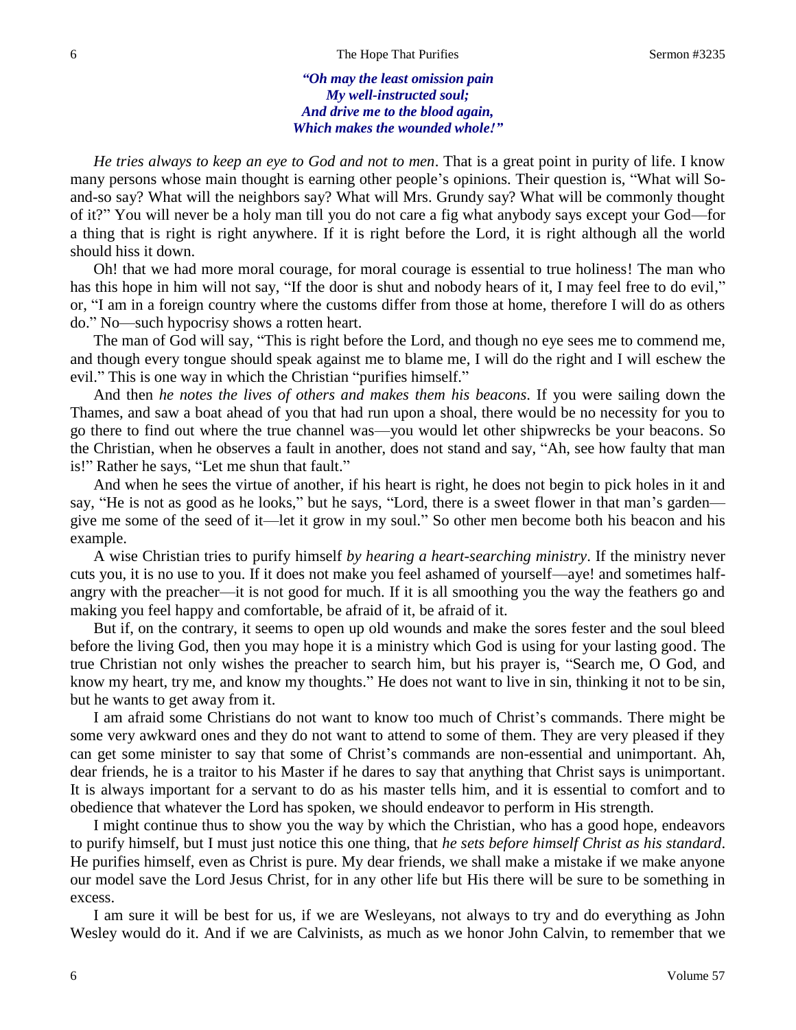*"Oh may the least omission pain*
*My well-instructed soul;*
*And drive me to the blood again,*
*Which makes the wounded whole!"*

*He tries always to keep an eye to God and not to men*. That is a great point in purity of life. I know many persons whose main thought is earning other people's opinions. Their question is, "What will So-and-so say? What will the neighbors say? What will Mrs. Grundy say? What will be commonly thought of it?" You will never be a holy man till you do not care a fig what anybody says except your God—for a thing that is right is right anywhere. If it is right before the Lord, it is right although all the world should hiss it down.

Oh! that we had more moral courage, for moral courage is essential to true holiness! The man who has this hope in him will not say, "If the door is shut and nobody hears of it, I may feel free to do evil," or, "I am in a foreign country where the customs differ from those at home, therefore I will do as others do." No—such hypocrisy shows a rotten heart.

The man of God will say, "This is right before the Lord, and though no eye sees me to commend me, and though every tongue should speak against me to blame me, I will do the right and I will eschew the evil." This is one way in which the Christian "purifies himself."

And then *he notes the lives of others and makes them his beacons*. If you were sailing down the Thames, and saw a boat ahead of you that had run upon a shoal, there would be no necessity for you to go there to find out where the true channel was—you would let other shipwrecks be your beacons. So the Christian, when he observes a fault in another, does not stand and say, "Ah, see how faulty that man is!" Rather he says, "Let me shun that fault."

And when he sees the virtue of another, if his heart is right, he does not begin to pick holes in it and say, "He is not as good as he looks," but he says, "Lord, there is a sweet flower in that man's garden—give me some of the seed of it—let it grow in my soul." So other men become both his beacon and his example.

A wise Christian tries to purify himself *by hearing a heart-searching ministry*. If the ministry never cuts you, it is no use to you. If it does not make you feel ashamed of yourself—aye! and sometimes half-angry with the preacher—it is not good for much. If it is all smoothing you the way the feathers go and making you feel happy and comfortable, be afraid of it, be afraid of it.

But if, on the contrary, it seems to open up old wounds and make the sores fester and the soul bleed before the living God, then you may hope it is a ministry which God is using for your lasting good. The true Christian not only wishes the preacher to search him, but his prayer is, "Search me, O God, and know my heart, try me, and know my thoughts." He does not want to live in sin, thinking it not to be sin, but he wants to get away from it.

I am afraid some Christians do not want to know too much of Christ's commands. There might be some very awkward ones and they do not want to attend to some of them. They are very pleased if they can get some minister to say that some of Christ's commands are non-essential and unimportant. Ah, dear friends, he is a traitor to his Master if he dares to say that anything that Christ says is unimportant. It is always important for a servant to do as his master tells him, and it is essential to comfort and to obedience that whatever the Lord has spoken, we should endeavor to perform in His strength.

I might continue thus to show you the way by which the Christian, who has a good hope, endeavors to purify himself, but I must just notice this one thing, that *he sets before himself Christ as his standard*. He purifies himself, even as Christ is pure. My dear friends, we shall make a mistake if we make anyone our model save the Lord Jesus Christ, for in any other life but His there will be sure to be something in excess.

I am sure it will be best for us, if we are Wesleyans, not always to try and do everything as John Wesley would do it. And if we are Calvinists, as much as we honor John Calvin, to remember that we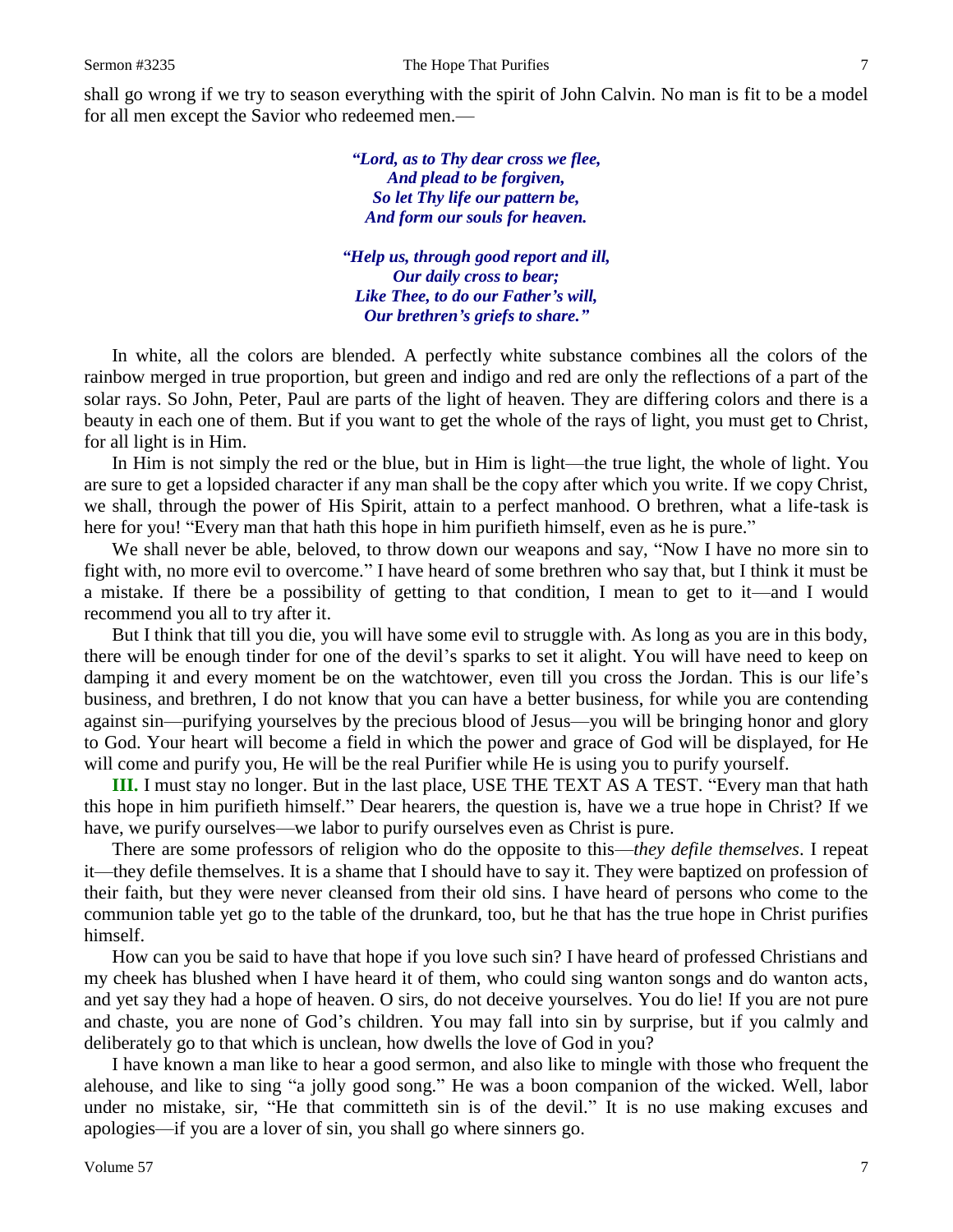shall go wrong if we try to season everything with the spirit of John Calvin. No man is fit to be a model for all men except the Savior who redeemed men.—

> *"Lord, as to Thy dear cross we flee,*
> *And plead to be forgiven,*
> *So let Thy life our pattern be,*
> *And form our souls for heaven.*
>
> *"Help us, through good report and ill,*
> *Our daily cross to bear;*
> *Like Thee, to do our Father's will,*
> *Our brethren's griefs to share."*

In white, all the colors are blended. A perfectly white substance combines all the colors of the rainbow merged in true proportion, but green and indigo and red are only the reflections of a part of the solar rays. So John, Peter, Paul are parts of the light of heaven. They are differing colors and there is a beauty in each one of them. But if you want to get the whole of the rays of light, you must get to Christ, for all light is in Him.

In Him is not simply the red or the blue, but in Him is light—the true light, the whole of light. You are sure to get a lopsided character if any man shall be the copy after which you write. If we copy Christ, we shall, through the power of His Spirit, attain to a perfect manhood. O brethren, what a life-task is here for you! "Every man that hath this hope in him purifieth himself, even as he is pure."

We shall never be able, beloved, to throw down our weapons and say, "Now I have no more sin to fight with, no more evil to overcome." I have heard of some brethren who say that, but I think it must be a mistake. If there be a possibility of getting to that condition, I mean to get to it—and I would recommend you all to try after it.

But I think that till you die, you will have some evil to struggle with. As long as you are in this body, there will be enough tinder for one of the devil's sparks to set it alight. You will have need to keep on damping it and every moment be on the watchtower, even till you cross the Jordan. This is our life's business, and brethren, I do not know that you can have a better business, for while you are contending against sin—purifying yourselves by the precious blood of Jesus—you will be bringing honor and glory to God. Your heart will become a field in which the power and grace of God will be displayed, for He will come and purify you, He will be the real Purifier while He is using you to purify yourself.

**III.** I must stay no longer. But in the last place, USE THE TEXT AS A TEST. "Every man that hath this hope in him purifieth himself." Dear hearers, the question is, have we a true hope in Christ? If we have, we purify ourselves—we labor to purify ourselves even as Christ is pure.

There are some professors of religion who do the opposite to this—*they defile themselves*. I repeat it—they defile themselves. It is a shame that I should have to say it. They were baptized on profession of their faith, but they were never cleansed from their old sins. I have heard of persons who come to the communion table yet go to the table of the drunkard, too, but he that has the true hope in Christ purifies himself.

How can you be said to have that hope if you love such sin? I have heard of professed Christians and my cheek has blushed when I have heard it of them, who could sing wanton songs and do wanton acts, and yet say they had a hope of heaven. O sirs, do not deceive yourselves. You do lie! If you are not pure and chaste, you are none of God's children. You may fall into sin by surprise, but if you calmly and deliberately go to that which is unclean, how dwells the love of God in you?

I have known a man like to hear a good sermon, and also like to mingle with those who frequent the alehouse, and like to sing "a jolly good song." He was a boon companion of the wicked. Well, labor under no mistake, sir, "He that committeth sin is of the devil." It is no use making excuses and apologies—if you are a lover of sin, you shall go where sinners go.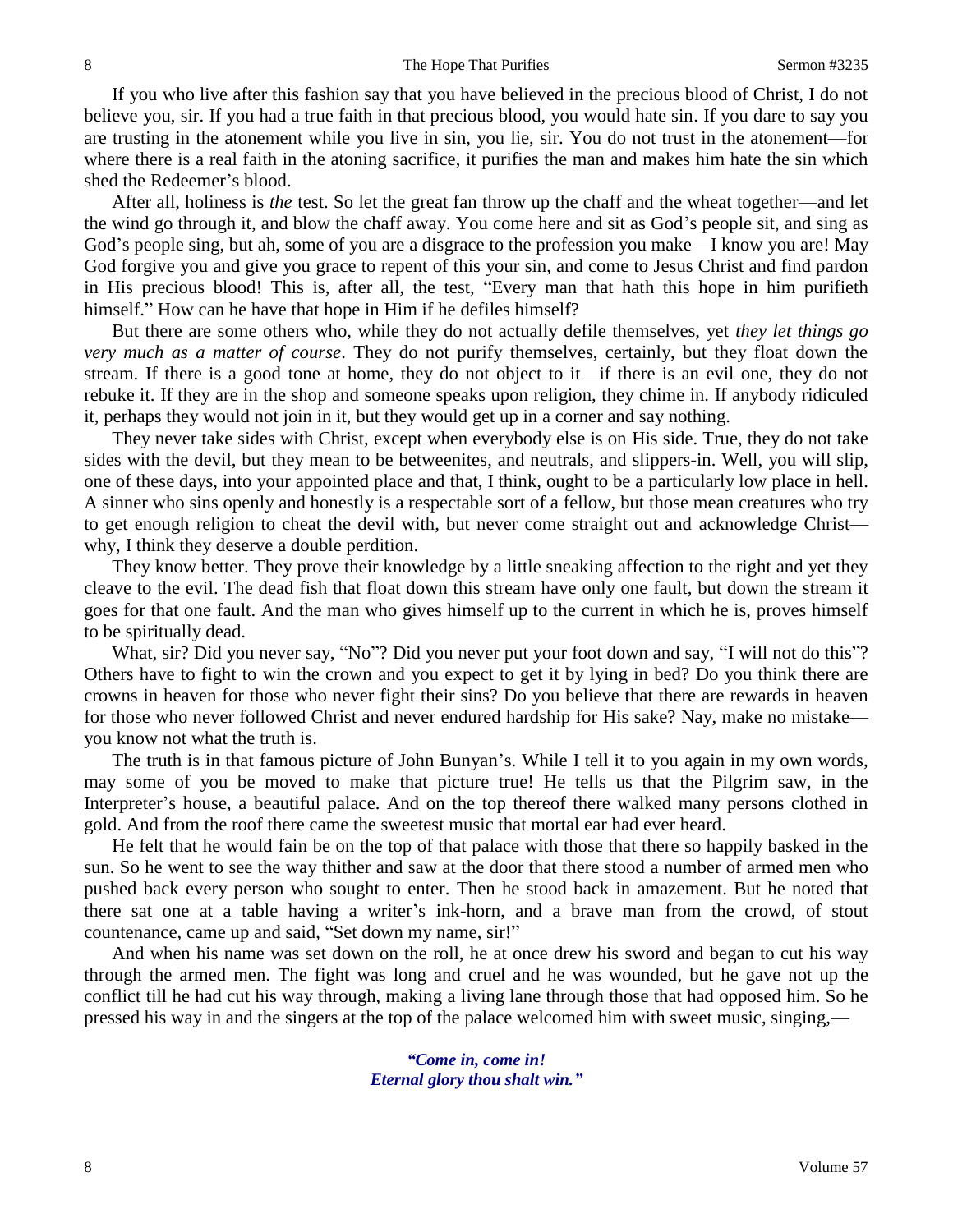If you who live after this fashion say that you have believed in the precious blood of Christ, I do not believe you, sir. If you had a true faith in that precious blood, you would hate sin. If you dare to say you are trusting in the atonement while you live in sin, you lie, sir. You do not trust in the atonement—for where there is a real faith in the atoning sacrifice, it purifies the man and makes him hate the sin which shed the Redeemer's blood.

After all, holiness is *the* test. So let the great fan throw up the chaff and the wheat together—and let the wind go through it, and blow the chaff away. You come here and sit as God's people sit, and sing as God's people sing, but ah, some of you are a disgrace to the profession you make—I know you are! May God forgive you and give you grace to repent of this your sin, and come to Jesus Christ and find pardon in His precious blood! This is, after all, the test, "Every man that hath this hope in him purifieth himself." How can he have that hope in Him if he defiles himself?

But there are some others who, while they do not actually defile themselves, yet *they let things go very much as a matter of course*. They do not purify themselves, certainly, but they float down the stream. If there is a good tone at home, they do not object to it—if there is an evil one, they do not rebuke it. If they are in the shop and someone speaks upon religion, they chime in. If anybody ridiculed it, perhaps they would not join in it, but they would get up in a corner and say nothing.

They never take sides with Christ, except when everybody else is on His side. True, they do not take sides with the devil, but they mean to be betweenites, and neutrals, and slippers-in. Well, you will slip, one of these days, into your appointed place and that, I think, ought to be a particularly low place in hell. A sinner who sins openly and honestly is a respectable sort of a fellow, but those mean creatures who try to get enough religion to cheat the devil with, but never come straight out and acknowledge Christ—why, I think they deserve a double perdition.

They know better. They prove their knowledge by a little sneaking affection to the right and yet they cleave to the evil. The dead fish that float down this stream have only one fault, but down the stream it goes for that one fault. And the man who gives himself up to the current in which he is, proves himself to be spiritually dead.

What, sir? Did you never say, "No"? Did you never put your foot down and say, "I will not do this"? Others have to fight to win the crown and you expect to get it by lying in bed? Do you think there are crowns in heaven for those who never fight their sins? Do you believe that there are rewards in heaven for those who never followed Christ and never endured hardship for His sake? Nay, make no mistake—you know not what the truth is.

The truth is in that famous picture of John Bunyan's. While I tell it to you again in my own words, may some of you be moved to make that picture true! He tells us that the Pilgrim saw, in the Interpreter's house, a beautiful palace. And on the top thereof there walked many persons clothed in gold. And from the roof there came the sweetest music that mortal ear had ever heard.

He felt that he would fain be on the top of that palace with those that there so happily basked in the sun. So he went to see the way thither and saw at the door that there stood a number of armed men who pushed back every person who sought to enter. Then he stood back in amazement. But he noted that there sat one at a table having a writer's ink-horn, and a brave man from the crowd, of stout countenance, came up and said, "Set down my name, sir!"

And when his name was set down on the roll, he at once drew his sword and began to cut his way through the armed men. The fight was long and cruel and he was wounded, but he gave not up the conflict till he had cut his way through, making a living lane through those that had opposed him. So he pressed his way in and the singers at the top of the palace welcomed him with sweet music, singing,—

> *"Come in, come in!*
> *Eternal glory thou shalt win."*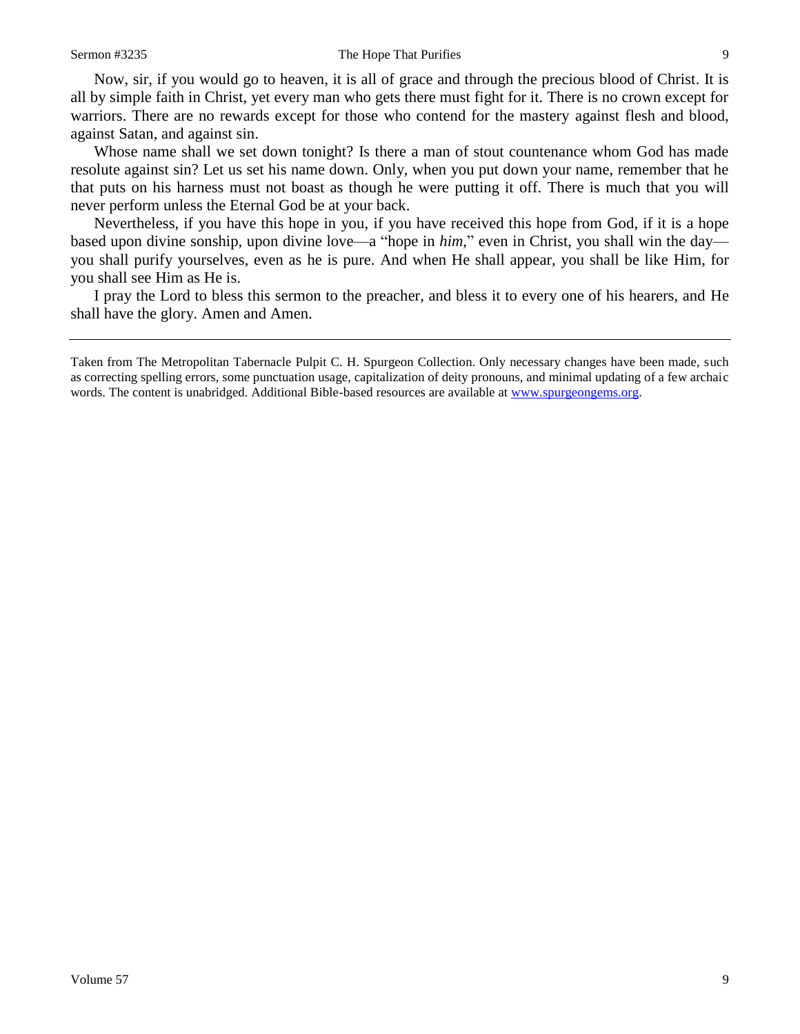Now, sir, if you would go to heaven, it is all of grace and through the precious blood of Christ. It is all by simple faith in Christ, yet every man who gets there must fight for it. There is no crown except for warriors. There are no rewards except for those who contend for the mastery against flesh and blood, against Satan, and against sin.

Whose name shall we set down tonight? Is there a man of stout countenance whom God has made resolute against sin? Let us set his name down. Only, when you put down your name, remember that he that puts on his harness must not boast as though he were putting it off. There is much that you will never perform unless the Eternal God be at your back.

Nevertheless, if you have this hope in you, if you have received this hope from God, if it is a hope based upon divine sonship, upon divine love—a "hope in *him*," even in Christ, you shall win the day—you shall purify yourselves, even as he is pure. And when He shall appear, you shall be like Him, for you shall see Him as He is.

I pray the Lord to bless this sermon to the preacher, and bless it to every one of his hearers, and He shall have the glory. Amen and Amen.

---

Taken from The Metropolitan Tabernacle Pulpit C. H. Spurgeon Collection. Only necessary changes have been made, such as correcting spelling errors, some punctuation usage, capitalization of deity pronouns, and minimal updating of a few archaic words. The content is unabridged. Additional Bible-based resources are available at www.spurgeongems.org.